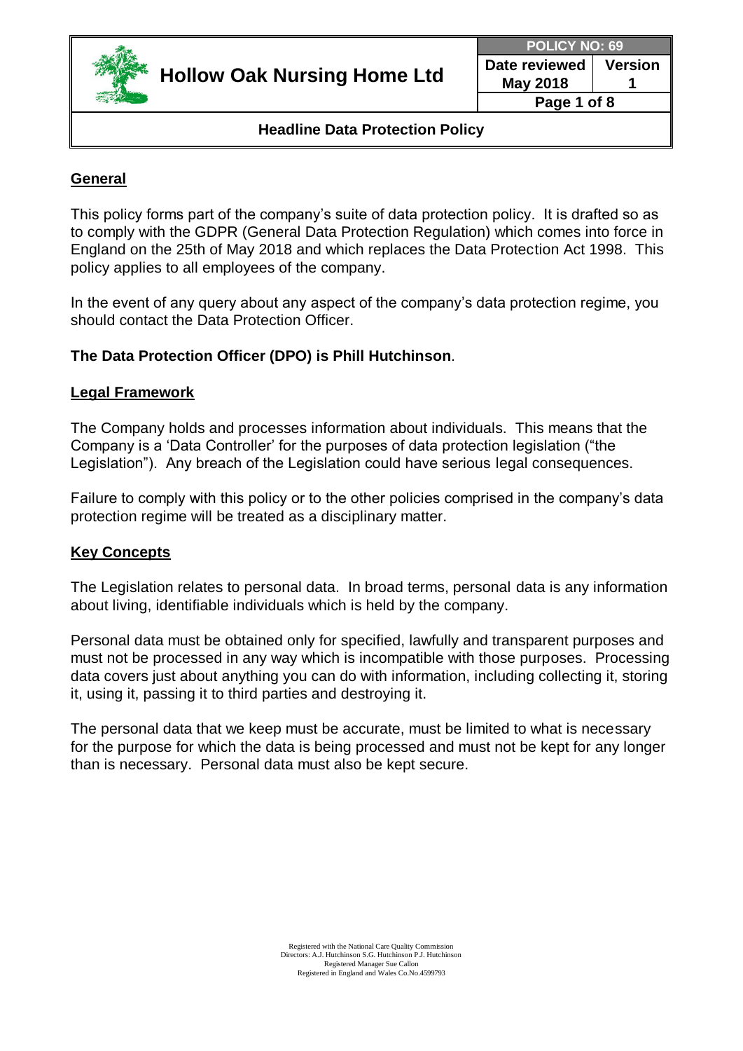# Hollow Oak Nursing Home Ltd

| POLICY NO: 69 | |
|---|---|
| Date reviewed May 2018 | Version 1 |

## Headline Data Protection Policy

### General

This policy forms part of the company's suite of data protection policy. It is drafted so as to comply with the GDPR (General Data Protection Regulation) which comes into force in England on the 25th of May 2018 and which replaces the Data Protection Act 1998. This policy applies to all employees of the company.

In the event of any query about any aspect of the company's data protection regime, you should contact the Data Protection Officer.

**The Data Protection Officer (DPO) is Phill Hutchinson**.

### Legal Framework

The Company holds and processes information about individuals. This means that the Company is a 'Data Controller' for the purposes of data protection legislation ("the Legislation"). Any breach of the Legislation could have serious legal consequences.

Failure to comply with this policy or to the other policies comprised in the company's data protection regime will be treated as a disciplinary matter.

### Key Concepts

The Legislation relates to personal data. In broad terms, personal data is any information about living, identifiable individuals which is held by the company.

Personal data must be obtained only for specified, lawfully and transparent purposes and must not be processed in any way which is incompatible with those purposes. Processing data covers just about anything you can do with information, including collecting it, storing it, using it, passing it to third parties and destroying it.

The personal data that we keep must be accurate, must be limited to what is necessary for the purpose for which the data is being processed and must not be kept for any longer than is necessary. Personal data must also be kept secure.

Registered with the National Care Quality Commission
Directors: A.J. Hutchinson S.G. Hutchinson P.J. Hutchinson
Registered Manager Sue Callon
Registered in England and Wales Co.No.4599793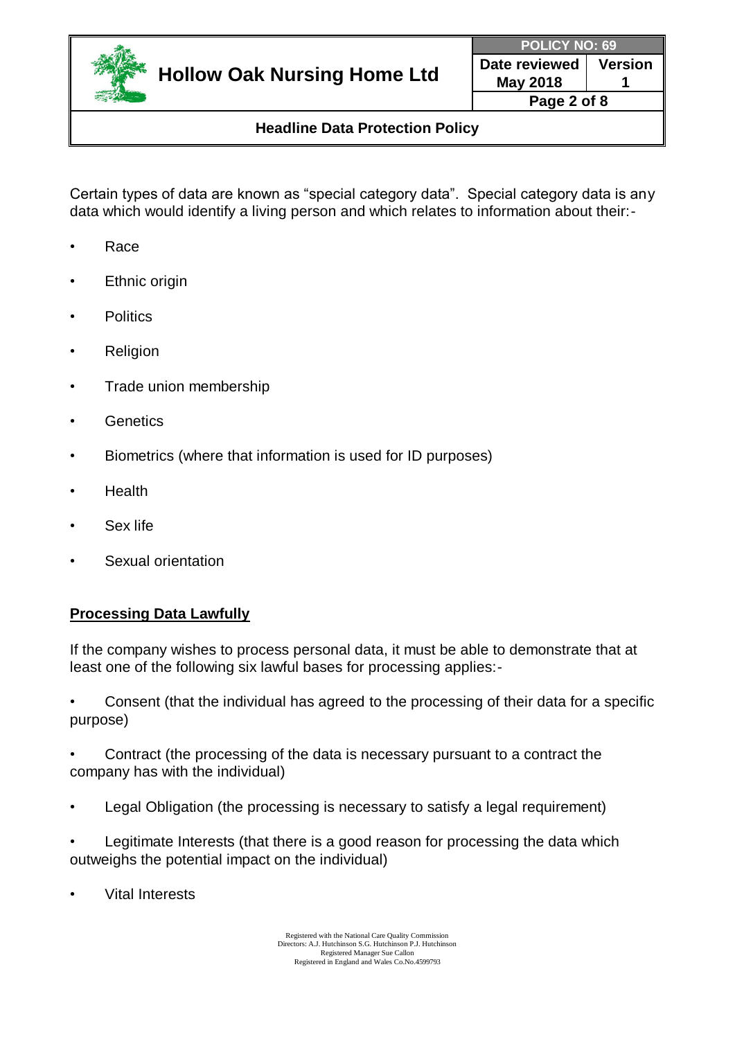Certain types of data are known as "special category data". Special category data is any data which would identify a living person and which relates to information about their:-

- Race
- Ethnic origin
- Politics
- Religion
- Trade union membership
- Genetics
- Biometrics (where that information is used for ID purposes)
- Health
- Sex life
- Sexual orientation

**Processing Data Lawfully**

If the company wishes to process personal data, it must be able to demonstrate that at least one of the following six lawful bases for processing applies:-

- Consent (that the individual has agreed to the processing of their data for a specific purpose)
- Contract (the processing of the data is necessary pursuant to a contract the company has with the individual)
- Legal Obligation (the processing is necessary to satisfy a legal requirement)
- Legitimate Interests (that there is a good reason for processing the data which outweighs the potential impact on the individual)
- Vital Interests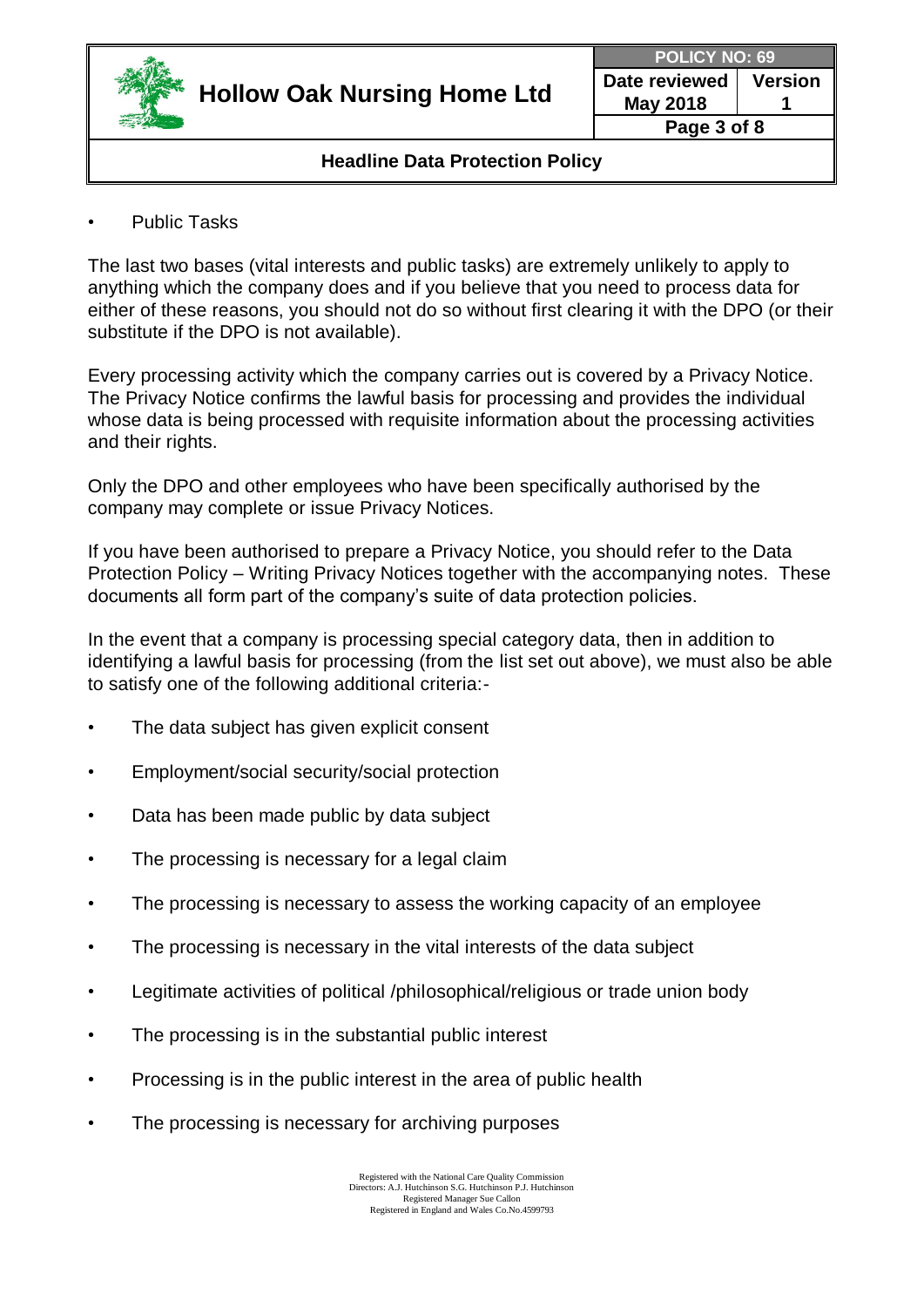- Public Tasks

The last two bases (vital interests and public tasks) are extremely unlikely to apply to anything which the company does and if you believe that you need to process data for either of these reasons, you should not do so without first clearing it with the DPO (or their substitute if the DPO is not available).

Every processing activity which the company carries out is covered by a Privacy Notice. The Privacy Notice confirms the lawful basis for processing and provides the individual whose data is being processed with requisite information about the processing activities and their rights.

Only the DPO and other employees who have been specifically authorised by the company may complete or issue Privacy Notices.

If you have been authorised to prepare a Privacy Notice, you should refer to the Data Protection Policy – Writing Privacy Notices together with the accompanying notes. These documents all form part of the company's suite of data protection policies.

In the event that a company is processing special category data, then in addition to identifying a lawful basis for processing (from the list set out above), we must also be able to satisfy one of the following additional criteria:-

- The data subject has given explicit consent
- Employment/social security/social protection
- Data has been made public by data subject
- The processing is necessary for a legal claim
- The processing is necessary to assess the working capacity of an employee
- The processing is necessary in the vital interests of the data subject
- Legitimate activities of political /philosophical/religious or trade union body
- The processing is in the substantial public interest
- Processing is in the public interest in the area of public health
- The processing is necessary for archiving purposes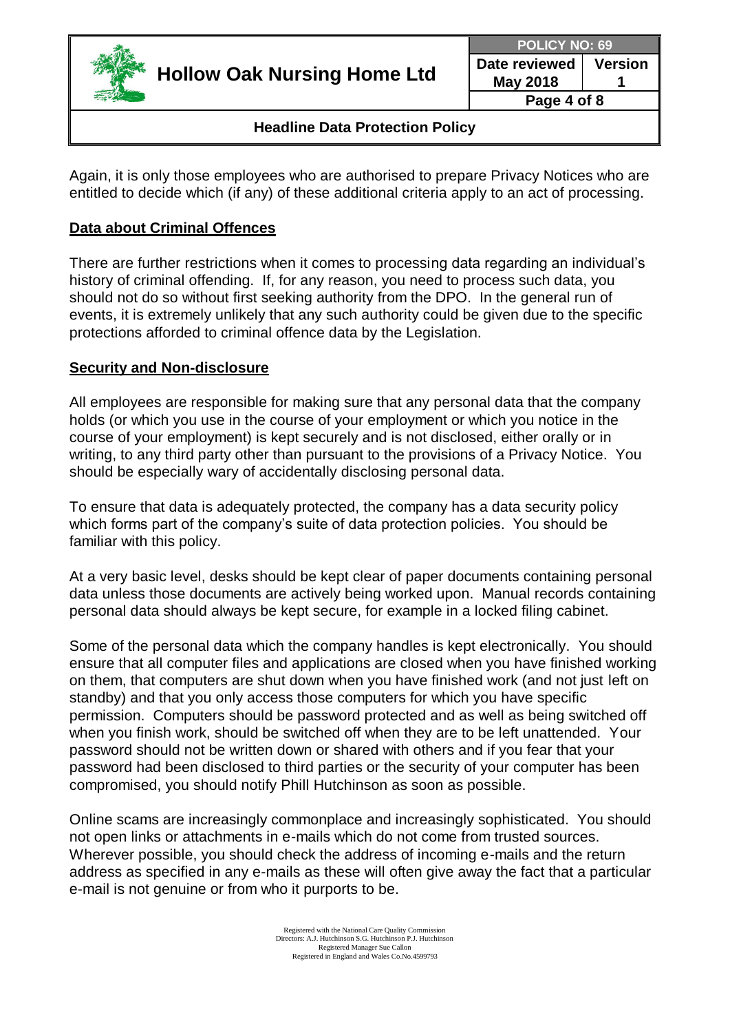Again, it is only those employees who are authorised to prepare Privacy Notices who are entitled to decide which (if any) of these additional criteria apply to an act of processing.

## Data about Criminal Offences

There are further restrictions when it comes to processing data regarding an individual's history of criminal offending. If, for any reason, you need to process such data, you should not do so without first seeking authority from the DPO. In the general run of events, it is extremely unlikely that any such authority could be given due to the specific protections afforded to criminal offence data by the Legislation.

## Security and Non-disclosure

All employees are responsible for making sure that any personal data that the company holds (or which you use in the course of your employment or which you notice in the course of your employment) is kept securely and is not disclosed, either orally or in writing, to any third party other than pursuant to the provisions of a Privacy Notice. You should be especially wary of accidentally disclosing personal data.

To ensure that data is adequately protected, the company has a data security policy which forms part of the company's suite of data protection policies. You should be familiar with this policy.

At a very basic level, desks should be kept clear of paper documents containing personal data unless those documents are actively being worked upon. Manual records containing personal data should always be kept secure, for example in a locked filing cabinet.

Some of the personal data which the company handles is kept electronically. You should ensure that all computer files and applications are closed when you have finished working on them, that computers are shut down when you have finished work (and not just left on standby) and that you only access those computers for which you have specific permission. Computers should be password protected and as well as being switched off when you finish work, should be switched off when they are to be left unattended. Your password should not be written down or shared with others and if you fear that your password had been disclosed to third parties or the security of your computer has been compromised, you should notify Phill Hutchinson as soon as possible.

Online scams are increasingly commonplace and increasingly sophisticated. You should not open links or attachments in e-mails which do not come from trusted sources. Wherever possible, you should check the address of incoming e-mails and the return address as specified in any e-mails as these will often give away the fact that a particular e-mail is not genuine or from who it purports to be.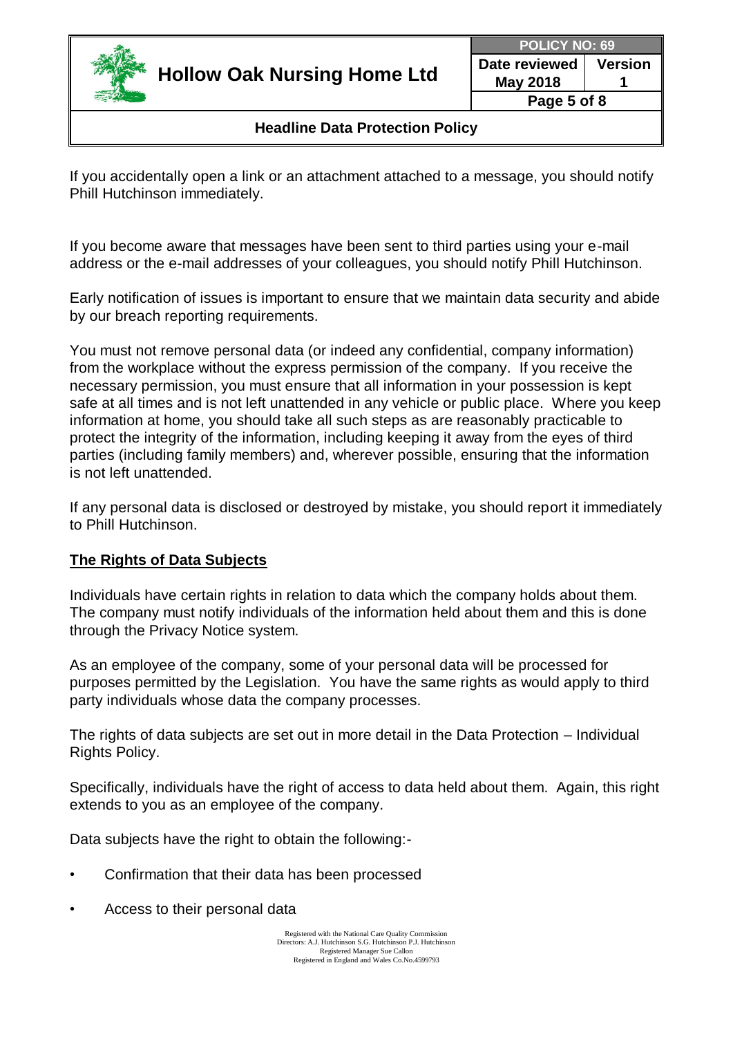If you accidentally open a link or an attachment attached to a message, you should notify Phill Hutchinson immediately.

If you become aware that messages have been sent to third parties using your e-mail address or the e-mail addresses of your colleagues, you should notify Phill Hutchinson.

Early notification of issues is important to ensure that we maintain data security and abide by our breach reporting requirements.

You must not remove personal data (or indeed any confidential, company information) from the workplace without the express permission of the company. If you receive the necessary permission, you must ensure that all information in your possession is kept safe at all times and is not left unattended in any vehicle or public place. Where you keep information at home, you should take all such steps as are reasonably practicable to protect the integrity of the information, including keeping it away from the eyes of third parties (including family members) and, wherever possible, ensuring that the information is not left unattended.

If any personal data is disclosed or destroyed by mistake, you should report it immediately to Phill Hutchinson.

## The Rights of Data Subjects

Individuals have certain rights in relation to data which the company holds about them. The company must notify individuals of the information held about them and this is done through the Privacy Notice system.

As an employee of the company, some of your personal data will be processed for purposes permitted by the Legislation. You have the same rights as would apply to third party individuals whose data the company processes.

The rights of data subjects are set out in more detail in the Data Protection – Individual Rights Policy.

Specifically, individuals have the right of access to data held about them. Again, this right extends to you as an employee of the company.

Data subjects have the right to obtain the following:-

- Confirmation that their data has been processed
- Access to their personal data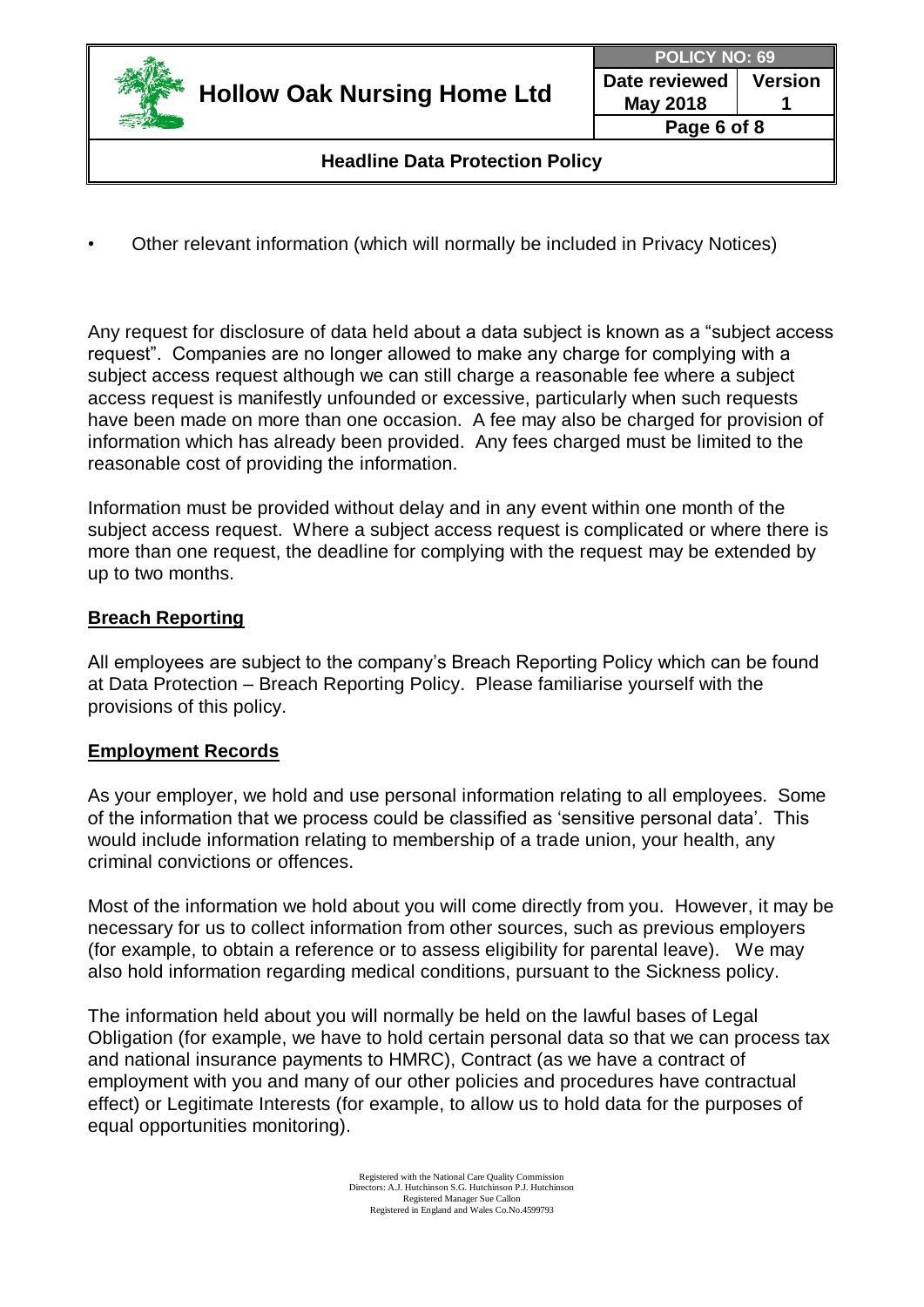- Other relevant information (which will normally be included in Privacy Notices)

Any request for disclosure of data held about a data subject is known as a "subject access request". Companies are no longer allowed to make any charge for complying with a subject access request although we can still charge a reasonable fee where a subject access request is manifestly unfounded or excessive, particularly when such requests have been made on more than one occasion. A fee may also be charged for provision of information which has already been provided. Any fees charged must be limited to the reasonable cost of providing the information.

Information must be provided without delay and in any event within one month of the subject access request. Where a subject access request is complicated or where there is more than one request, the deadline for complying with the request may be extended by up to two months.

**Breach Reporting**

All employees are subject to the company's Breach Reporting Policy which can be found at Data Protection – Breach Reporting Policy. Please familiarise yourself with the provisions of this policy.

**Employment Records**

As your employer, we hold and use personal information relating to all employees. Some of the information that we process could be classified as 'sensitive personal data'. This would include information relating to membership of a trade union, your health, any criminal convictions or offences.

Most of the information we hold about you will come directly from you. However, it may be necessary for us to collect information from other sources, such as previous employers (for example, to obtain a reference or to assess eligibility for parental leave). We may also hold information regarding medical conditions, pursuant to the Sickness policy.

The information held about you will normally be held on the lawful bases of Legal Obligation (for example, we have to hold certain personal data so that we can process tax and national insurance payments to HMRC), Contract (as we have a contract of employment with you and many of our other policies and procedures have contractual effect) or Legitimate Interests (for example, to allow us to hold data for the purposes of equal opportunities monitoring).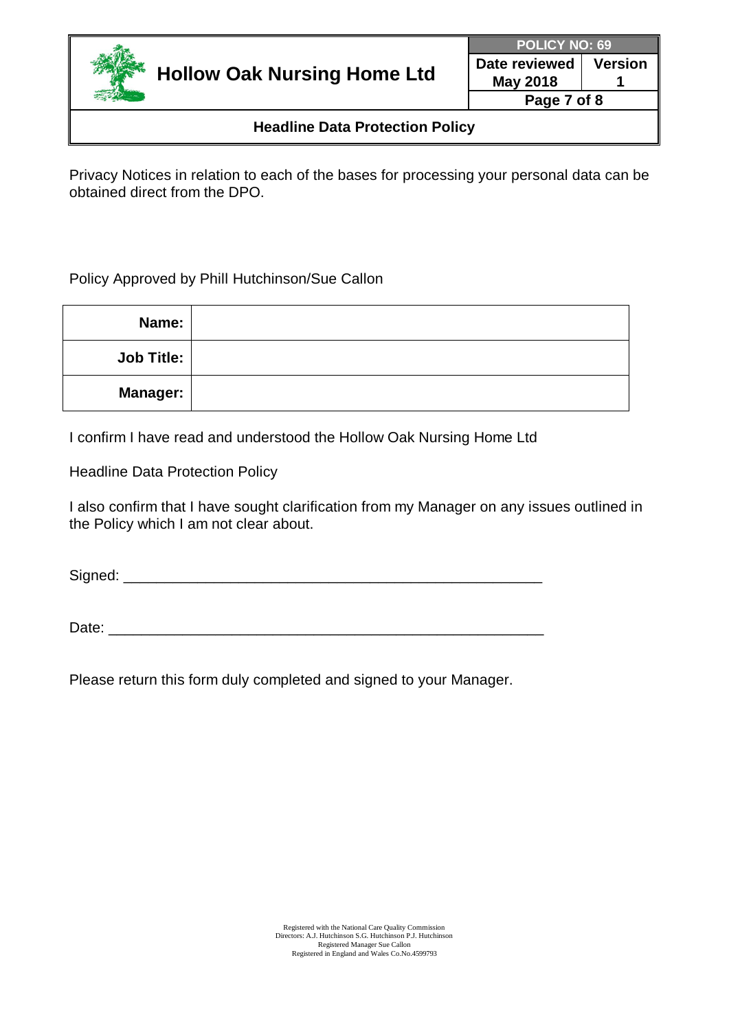Privacy Notices in relation to each of the bases for processing your personal data can be obtained direct from the DPO.

Policy Approved by Phill Hutchinson/Sue Callon

| | |
|---|---|
| **Name:** | |
| **Job Title:** | |
| **Manager:** | |

I confirm I have read and understood the Hollow Oak Nursing Home Ltd

Headline Data Protection Policy

I also confirm that I have sought clarification from my Manager on any issues outlined in the Policy which I am not clear about.

Signed: ____________________________________________________

Date: ______________________________________________________

Please return this form duly completed and signed to your Manager.